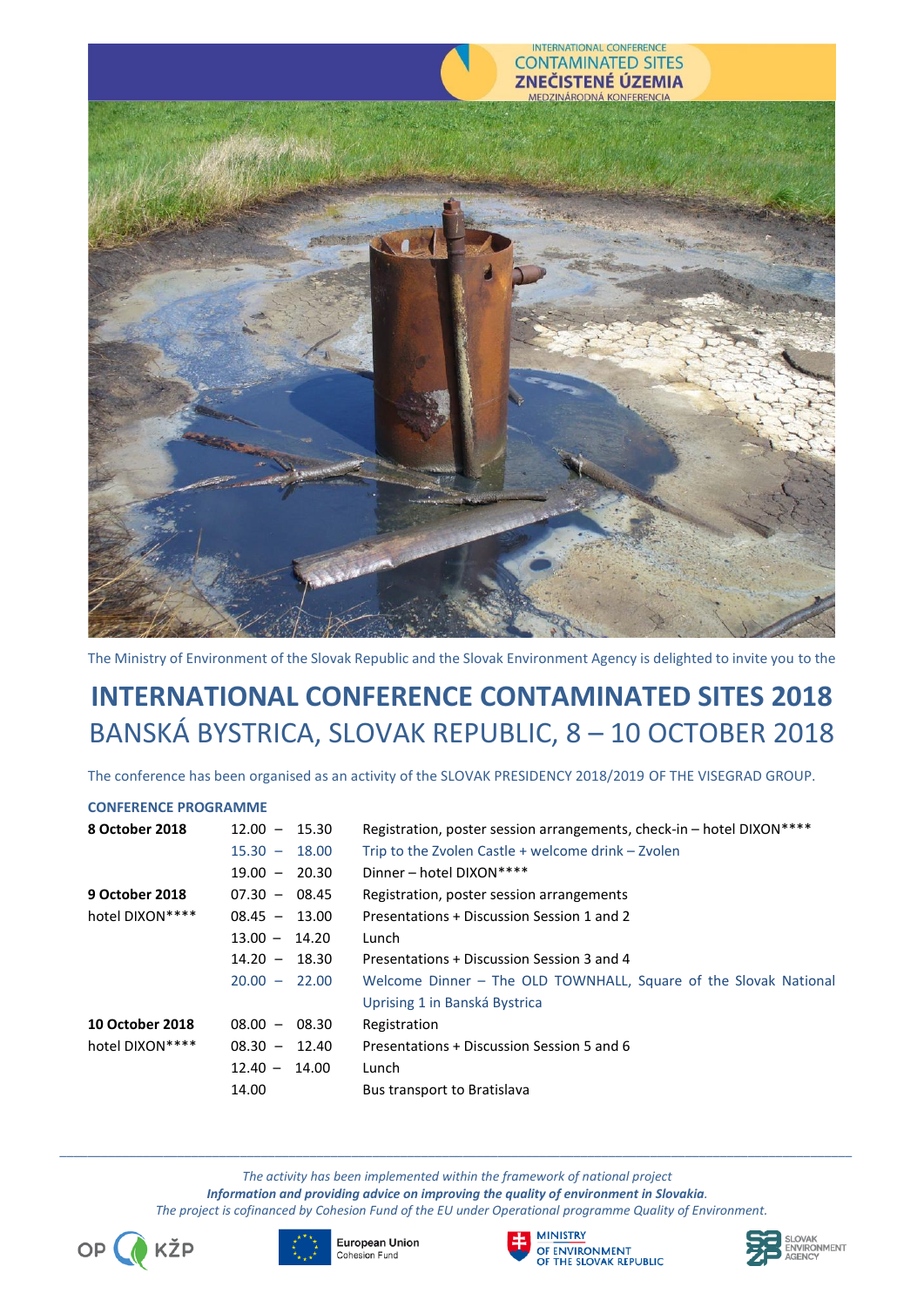INTERNATIONAL CONFERENCE
CONTAMINATED SITES
ZNEČISTENÉ ÚZEMIA
MEDZINÁRODNÁ KONFERENCIA

The Ministry of Environment of the Slovak Republic and the Slovak Environment Agency is delighted to invite you to the

# INTERNATIONAL CONFERENCE CONTAMINATED SITES 2018

## BANSKÁ BYSTRICA, SLOVAK REPUBLIC, 8 – 10 OCTOBER 2018

The conference has been organised as an activity of the SLOVAK PRESIDENCY 2018/2019 OF THE VISEGRAD GROUP.

**CONFERENCE PROGRAMME**

| | | |
|---|---|---|
| **8 October 2018** | 12.00 – 15.30 | Registration, poster session arrangements, check-in – hotel DIXON**** |
| | 15.30 – 18.00 | Trip to the Zvolen Castle + welcome drink – Zvolen |
| | 19.00 – 20.30 | Dinner – hotel DIXON**** |
| **9 October 2018** | 07.30 – 08.45 | Registration, poster session arrangements |
| hotel DIXON**** | 08.45 – 13.00 | Presentations + Discussion Session 1 and 2 |
| | 13.00 – 14.20 | Lunch |
| | 14.20 – 18.30 | Presentations + Discussion Session 3 and 4 |
| | 20.00 – 22.00 | Welcome Dinner – The OLD TOWNHALL, Square of the Slovak National Uprising 1 in Banská Bystrica |
| **10 October 2018** | 08.00 – 08.30 | Registration |
| hotel DIXON**** | 08.30 – 12.40 | Presentations + Discussion Session 5 and 6 |
| | 12.40 – 14.00 | Lunch |
| | 14.00 | Bus transport to Bratislava |

*The activity has been implemented within the framework of national project*
***Information and providing advice on improving the quality of environment in Slovakia.***
*The project is cofinanced by Cohesion Fund of the EU under Operational programme Quality of Environment.*

OP KŽP | European Union Cohesion Fund | MINISTRY OF ENVIRONMENT OF THE SLOVAK REPUBLIC | SLOVAK ENVIRONMENT AGENCY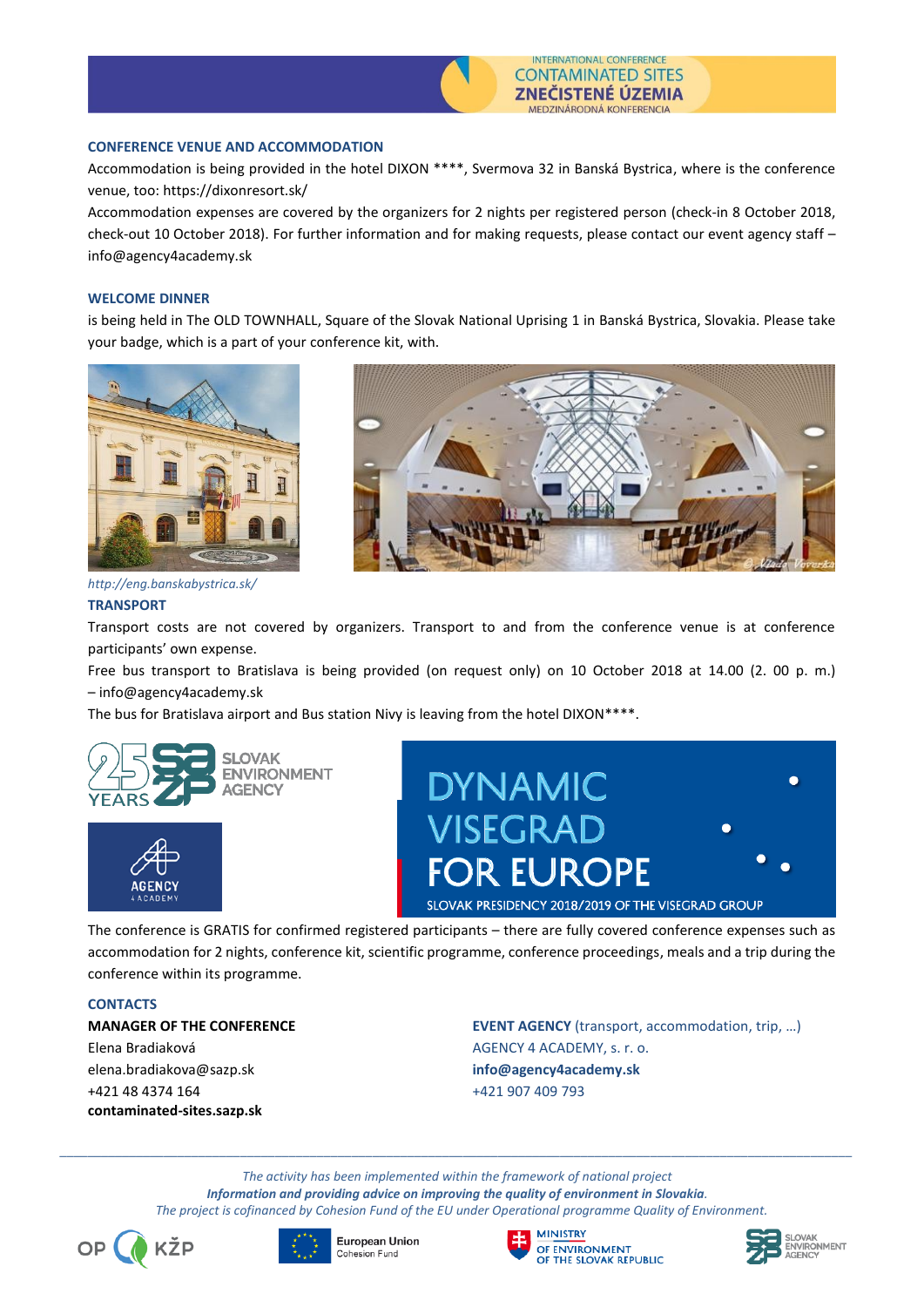## CONFERENCE VENUE AND ACCOMMODATION

Accommodation is being provided in the hotel DIXON ****, Svermova 32 in Banská Bystrica, where is the conference venue, too: https://dixonresort.sk/

Accommodation expenses are covered by the organizers for 2 nights per registered person (check-in 8 October 2018, check-out 10 October 2018). For further information and for making requests, please contact our event agency staff – info@agency4academy.sk

## WELCOME DINNER

is being held in The OLD TOWNHALL, Square of the Slovak National Uprising 1 in Banská Bystrica, Slovakia. Please take your badge, which is a part of your conference kit, with.

*http://eng.banskabystrica.sk/*

## TRANSPORT

Transport costs are not covered by organizers. Transport to and from the conference venue is at conference participants' own expense.

Free bus transport to Bratislava is being provided (on request only) on 10 October 2018 at 14.00 (2. 00 p. m.) – info@agency4academy.sk

The bus for Bratislava airport and Bus station Nivy is leaving from the hotel DIXON****.

The conference is GRATIS for confirmed registered participants – there are fully covered conference expenses such as accommodation for 2 nights, conference kit, scientific programme, conference proceedings, meals and a trip during the conference within its programme.

## CONTACTS

**MANAGER OF THE CONFERENCE**
Elena Bradiaková
elena.bradiakova@sazp.sk
+421 48 4374 164
**contaminated-sites.sazp.sk**

**EVENT AGENCY** (transport, accommodation, trip, …)
AGENCY 4 ACADEMY, s. r. o.
**info@agency4academy.sk**
+421 907 409 793

*The activity has been implemented within the framework of national project*
***Information and providing advice on improving the quality of environment in Slovakia.***
*The project is cofinanced by Cohesion Fund of the EU under Operational programme Quality of Environment.*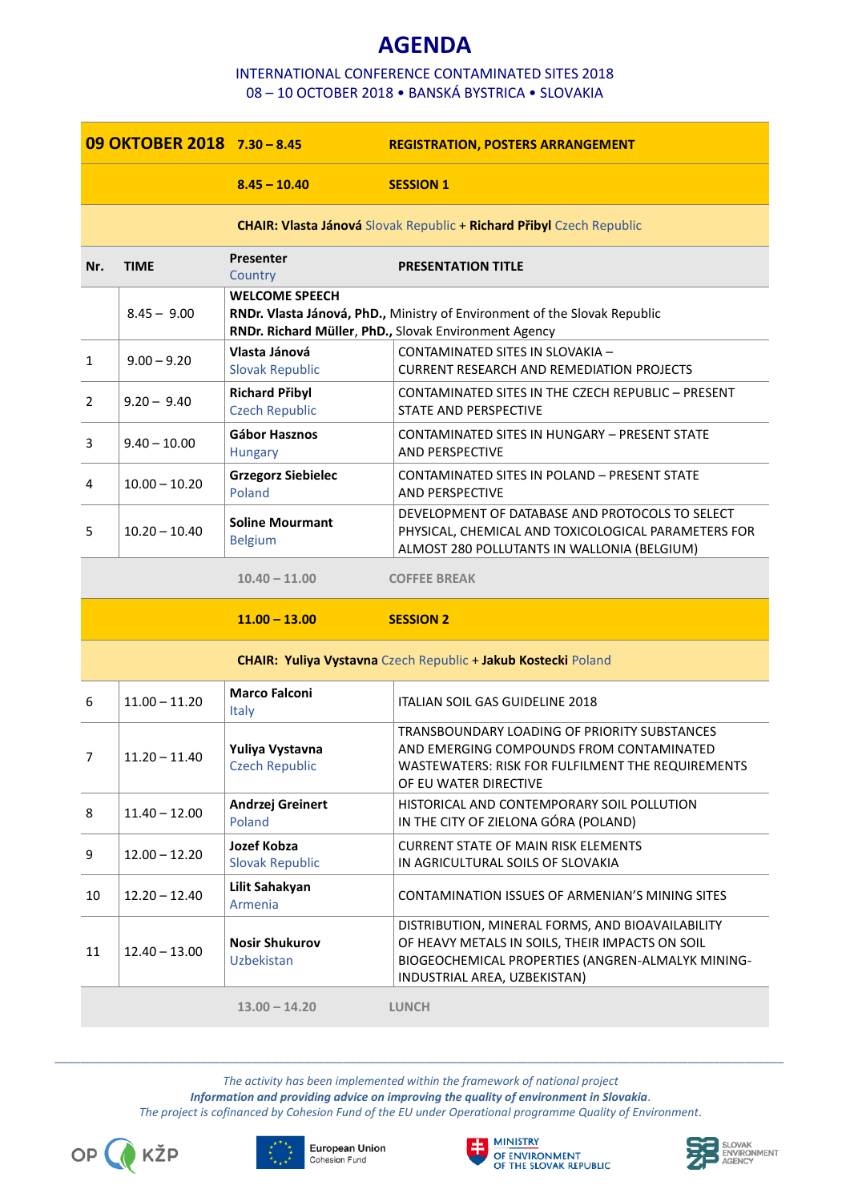# AGENDA

INTERNATIONAL CONFERENCE CONTAMINATED SITES 2018
08 – 10 OCTOBER 2018 • BANSKÁ BYSTRICA • SLOVAKIA

| **09 OKTOBER 2018** | | **7.30 – 8.45** | **REGISTRATION, POSTERS ARRANGEMENT** |
|---|---|---|---|
| | | **8.45 – 10.40** | **SESSION 1** |
| | | **CHAIR: Vlasta Jánová** Slovak Republic + **Richard Přibyl** Czech Republic | |
| **Nr.** | **TIME** | **Presenter** Country | **PRESENTATION TITLE** |
| | 8.45 – 9.00 | **WELCOME SPEECH** **RNDr. Vlasta Jánová, PhD.,** Ministry of Environment of the Slovak Republic **RNDr. Richard Müller, PhD.,** Slovak Environment Agency | |
| 1 | 9.00 – 9.20 | **Vlasta Jánová** Slovak Republic | CONTAMINATED SITES IN SLOVAKIA – CURRENT RESEARCH AND REMEDIATION PROJECTS |
| 2 | 9.20 – 9.40 | **Richard Přibyl** Czech Republic | CONTAMINATED SITES IN THE CZECH REPUBLIC – PRESENT STATE AND PERSPECTIVE |
| 3 | 9.40 – 10.00 | **Gábor Hasznos** Hungary | CONTAMINATED SITES IN HUNGARY – PRESENT STATE AND PERSPECTIVE |
| 4 | 10.00 – 10.20 | **Grzegorz Siebielec** Poland | CONTAMINATED SITES IN POLAND – PRESENT STATE AND PERSPECTIVE |
| 5 | 10.20 – 10.40 | **Soline Mourmant** Belgium | DEVELOPMENT OF DATABASE AND PROTOCOLS TO SELECT PHYSICAL, CHEMICAL AND TOXICOLOGICAL PARAMETERS FOR ALMOST 280 POLLUTANTS IN WALLONIA (BELGIUM) |
| | | 10.40 – 11.00 | COFFEE BREAK |
| | | **11.00 – 13.00** | **SESSION 2** |
| | | **CHAIR: Yuliya Vystavna** Czech Republic + **Jakub Kostecki** Poland | |
| 6 | 11.00 – 11.20 | **Marco Falconi** Italy | ITALIAN SOIL GAS GUIDELINE 2018 |
| 7 | 11.20 – 11.40 | **Yuliya Vystavna** Czech Republic | TRANSBOUNDARY LOADING OF PRIORITY SUBSTANCES AND EMERGING COMPOUNDS FROM CONTAMINATED WASTEWATERS: RISK FOR FULFILMENT THE REQUIREMENTS OF EU WATER DIRECTIVE |
| 8 | 11.40 – 12.00 | **Andrzej Greinert** Poland | HISTORICAL AND CONTEMPORARY SOIL POLLUTION IN THE CITY OF ZIELONA GÓRA (POLAND) |
| 9 | 12.00 – 12.20 | **Jozef Kobza** Slovak Republic | CURRENT STATE OF MAIN RISK ELEMENTS IN AGRICULTURAL SOILS OF SLOVAKIA |
| 10 | 12.20 – 12.40 | **Lilit Sahakyan** Armenia | CONTAMINATION ISSUES OF ARMENIAN'S MINING SITES |
| 11 | 12.40 – 13.00 | **Nosir Shukurov** Uzbekistan | DISTRIBUTION, MINERAL FORMS, AND BIOAVAILABILITY OF HEAVY METALS IN SOILS, THEIR IMPACTS ON SOIL BIOGEOCHEMICAL PROPERTIES (ANGREN-ALMALYK MINING-INDUSTRIAL AREA, UZBEKISTAN) |
| | | 13.00 – 14.20 | LUNCH |

*The activity has been implemented within the framework of national project*
***Information and providing advice on improving the quality of environment in Slovakia*.**
*The project is cofinanced by Cohesion Fund of the EU under Operational programme Quality of Environment.*

OP KŽP · European Union Cohesion Fund · MINISTRY OF ENVIRONMENT OF THE SLOVAK REPUBLIC · SLOVAK ENVIRONMENT AGENCY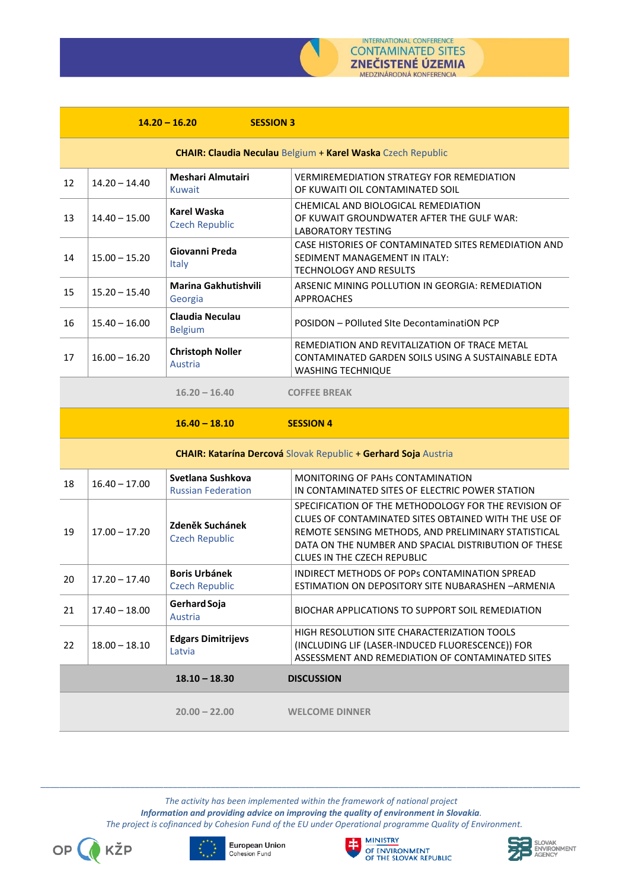| | | | |
|---|---|---|---|
| | **14.20 – 16.20** | **SESSION 3** | |
| | | **CHAIR: Claudia Neculau** Belgium + **Karel Waska** Czech Republic | |
| 12 | 14.20 – 14.40 | **Meshari Almutairi** Kuwait | VERMIREMEDIATION STRATEGY FOR REMEDIATION OF KUWAITI OIL CONTAMINATED SOIL |
| 13 | 14.40 – 15.00 | **Karel Waska** Czech Republic | CHEMICAL AND BIOLOGICAL REMEDIATION OF KUWAIT GROUNDWATER AFTER THE GULF WAR: LABORATORY TESTING |
| 14 | 15.00 – 15.20 | **Giovanni Preda** Italy | CASE HISTORIES OF CONTAMINATED SITES REMEDIATION AND SEDIMENT MANAGEMENT IN ITALY: TECHNOLOGY AND RESULTS |
| 15 | 15.20 – 15.40 | **Marina Gakhutishvili** Georgia | ARSENIC MINING POLLUTION IN GEORGIA: REMEDIATION APPROACHES |
| 16 | 15.40 – 16.00 | **Claudia Neculau** Belgium | POSIDON – POlluted SIte DecontaminatiOn PCP |
| 17 | 16.00 – 16.20 | **Christoph Noller** Austria | REMEDIATION AND REVITALIZATION OF TRACE METAL CONTAMINATED GARDEN SOILS USING A SUSTAINABLE EDTA WASHING TECHNIQUE |
| | | 16.20 – 16.40 | COFFEE BREAK |
| | | **16.40 – 18.10** | **SESSION 4** |
| | | **CHAIR: Katarína Dercová** Slovak Republic + **Gerhard Soja** Austria | |
| 18 | 16.40 – 17.00 | **Svetlana Sushkova** Russian Federation | MONITORING OF PAHs CONTAMINATION IN CONTAMINATED SITES OF ELECTRIC POWER STATION |
| 19 | 17.00 – 17.20 | **Zdeněk Suchánek** Czech Republic | SPECIFICATION OF THE METHODOLOGY FOR THE REVISION OF CLUES OF CONTAMINATED SITES OBTAINED WITH THE USE OF REMOTE SENSING METHODS, AND PRELIMINARY STATISTICAL DATA ON THE NUMBER AND SPACIAL DISTRIBUTION OF THESE CLUES IN THE CZECH REPUBLIC |
| 20 | 17.20 – 17.40 | **Boris Urbánek** Czech Republic | INDIRECT METHODS OF POPs CONTAMINATION SPREAD ESTIMATION ON DEPOSITORY SITE NUBARASHEN –ARMENIA |
| 21 | 17.40 – 18.00 | **Gerhard Soja** Austria | BIOCHAR APPLICATIONS TO SUPPORT SOIL REMEDIATION |
| 22 | 18.00 – 18.10 | **Edgars Dimitrijevs** Latvia | HIGH RESOLUTION SITE CHARACTERIZATION TOOLS (INCLUDING LIF (LASER-INDUCED FLUORESCENCE)) FOR ASSESSMENT AND REMEDIATION OF CONTAMINATED SITES |
| | | **18.10 – 18.30** | **DISCUSSION** |
| | | 20.00 – 22.00 | WELCOME DINNER |

*The activity has been implemented within the framework of national project*
***Information and providing advice on improving the quality of environment in Slovakia.***
*The project is cofinanced by Cohesion Fund of the EU under Operational programme Quality of Environment.*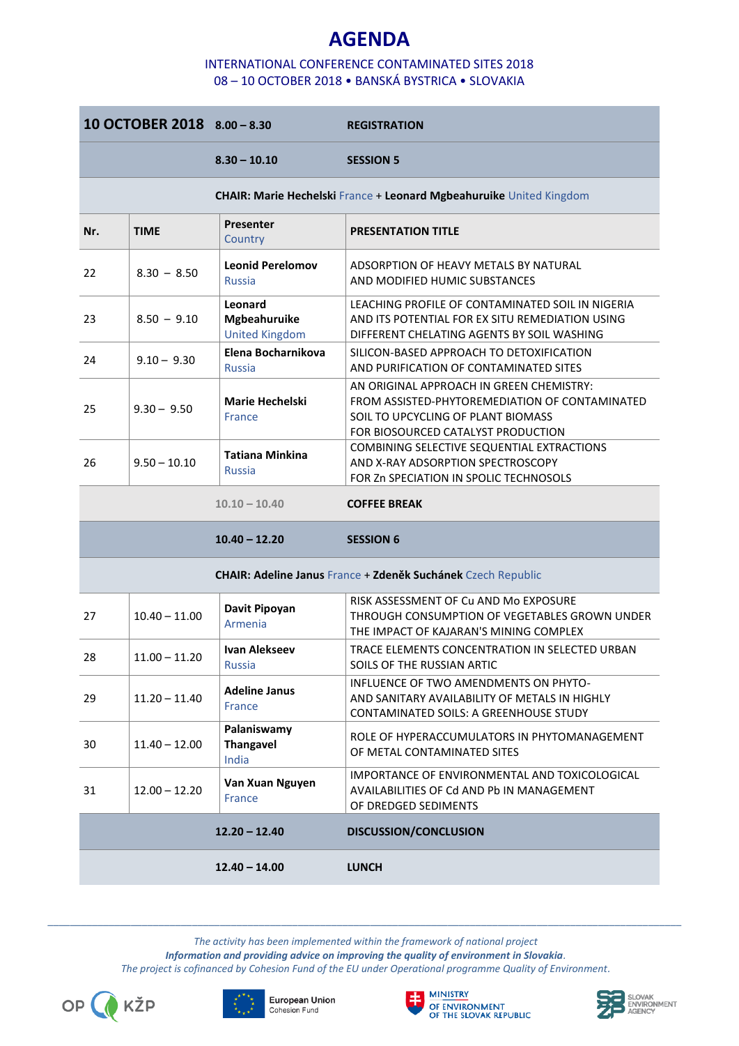# AGENDA

INTERNATIONAL CONFERENCE CONTAMINATED SITES 2018
08 – 10 OCTOBER 2018 • BANSKÁ BYSTRICA • SLOVAKIA

| **10 OCTOBER 2018** | | **8.00 – 8.30** | **REGISTRATION** |
|---|---|---|---|
| | | **8.30 – 10.10** | **SESSION 5** |
| | | **CHAIR: Marie Hechelski** France + **Leonard Mgbeahuruike** United Kingdom | |
| **Nr.** | **TIME** | **Presenter** Country | **PRESENTATION TITLE** |
| 22 | 8.30 – 8.50 | **Leonid Perelomov** Russia | ADSORPTION OF HEAVY METALS BY NATURAL AND MODIFIED HUMIC SUBSTANCES |
| 23 | 8.50 – 9.10 | **Leonard Mgbeahuruike** United Kingdom | LEACHING PROFILE OF CONTAMINATED SOIL IN NIGERIA AND ITS POTENTIAL FOR EX SITU REMEDIATION USING DIFFERENT CHELATING AGENTS BY SOIL WASHING |
| 24 | 9.10 – 9.30 | **Elena Bocharnikova** Russia | SILICON-BASED APPROACH TO DETOXIFICATION AND PURIFICATION OF CONTAMINATED SITES |
| 25 | 9.30 – 9.50 | **Marie Hechelski** France | AN ORIGINAL APPROACH IN GREEN CHEMISTRY: FROM ASSISTED-PHYTOREMEDIATION OF CONTAMINATED SOIL TO UPCYCLING OF PLANT BIOMASS FOR BIOSOURCED CATALYST PRODUCTION |
| 26 | 9.50 – 10.10 | **Tatiana Minkina** Russia | COMBINING SELECTIVE SEQUENTIAL EXTRACTIONS AND X-RAY ADSORPTION SPECTROSCOPY FOR Zn SPECIATION IN SPOLIC TECHNOSOLS |
| | | **10.10 – 10.40** | **COFFEE BREAK** |
| | | **10.40 – 12.20** | **SESSION 6** |
| | | **CHAIR: Adeline Janus** France + **Zdeněk Suchánek** Czech Republic | |
| 27 | 10.40 – 11.00 | **Davit Pipoyan** Armenia | RISK ASSESSMENT OF Cu AND Mo EXPOSURE THROUGH CONSUMPTION OF VEGETABLES GROWN UNDER THE IMPACT OF KAJARAN'S MINING COMPLEX |
| 28 | 11.00 – 11.20 | **Ivan Alekseev** Russia | TRACE ELEMENTS CONCENTRATION IN SELECTED URBAN SOILS OF THE RUSSIAN ARTIC |
| 29 | 11.20 – 11.40 | **Adeline Janus** France | INFLUENCE OF TWO AMENDMENTS ON PHYTO- AND SANITARY AVAILABILITY OF METALS IN HIGHLY CONTAMINATED SOILS: A GREENHOUSE STUDY |
| 30 | 11.40 – 12.00 | **Palaniswamy Thangavel** India | ROLE OF HYPERACCUMULATORS IN PHYTOMANAGEMENT OF METAL CONTAMINATED SITES |
| 31 | 12.00 – 12.20 | **Van Xuan Nguyen** France | IMPORTANCE OF ENVIRONMENTAL AND TOXICOLOGICAL AVAILABILITIES OF Cd AND Pb IN MANAGEMENT OF DREDGED SEDIMENTS |
| | | **12.20 – 12.40** | **DISCUSSION/CONCLUSION** |
| | | **12.40 – 14.00** | **LUNCH** |

*The activity has been implemented within the framework of national project*
***Information and providing advice on improving the quality of environment in Slovakia.***
*The project is cofinanced by Cohesion Fund of the EU under Operational programme Quality of Environment.*

OP KŽP | European Union Cohesion Fund | MINISTRY OF ENVIRONMENT OF THE SLOVAK REPUBLIC | SLOVAK ENVIRONMENT AGENCY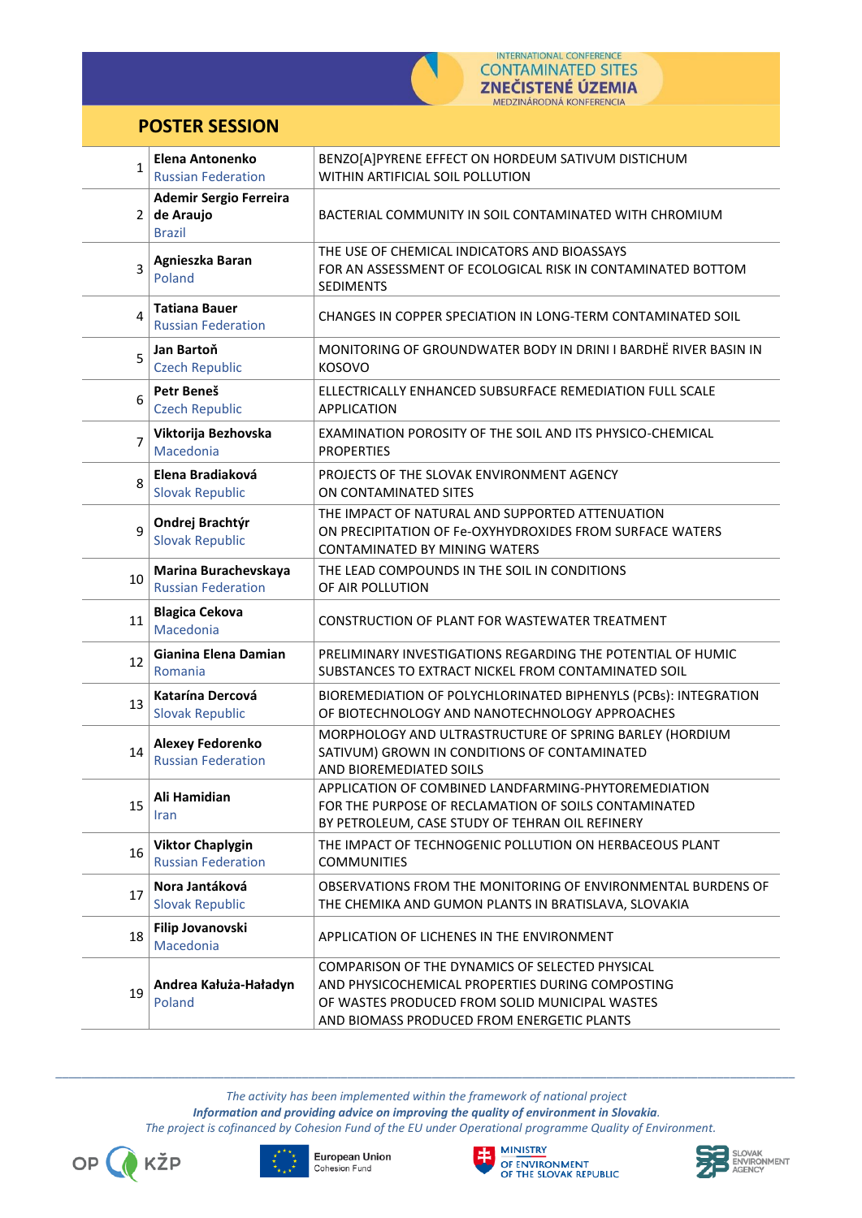## POSTER SESSION

| | Author | Title |
|---|---|---|
| 1 | **Elena Antonenko** Russian Federation | BENZO[A]PYRENE EFFECT ON HORDEUM SATIVUM DISTICHUM WITHIN ARTIFICIAL SOIL POLLUTION |
| 2 | **Ademir Sergio Ferreira de Araujo** Brazil | BACTERIAL COMMUNITY IN SOIL CONTAMINATED WITH CHROMIUM |
| 3 | **Agnieszka Baran** Poland | THE USE OF CHEMICAL INDICATORS AND BIOASSAYS FOR AN ASSESSMENT OF ECOLOGICAL RISK IN CONTAMINATED BOTTOM SEDIMENTS |
| 4 | **Tatiana Bauer** Russian Federation | CHANGES IN COPPER SPECIATION IN LONG-TERM CONTAMINATED SOIL |
| 5 | **Jan Bartoň** Czech Republic | MONITORING OF GROUNDWATER BODY IN DRINI I BARDHË RIVER BASIN IN KOSOVO |
| 6 | **Petr Beneš** Czech Republic | ELLECTRICALLY ENHANCED SUBSURFACE REMEDIATION FULL SCALE APPLICATION |
| 7 | **Viktorija Bezhovska** Macedonia | EXAMINATION POROSITY OF THE SOIL AND ITS PHYSICO-CHEMICAL PROPERTIES |
| 8 | **Elena Bradiaková** Slovak Republic | PROJECTS OF THE SLOVAK ENVIRONMENT AGENCY ON CONTAMINATED SITES |
| 9 | **Ondrej Brachtýr** Slovak Republic | THE IMPACT OF NATURAL AND SUPPORTED ATTENUATION ON PRECIPITATION OF Fe-OXYHYDROXIDES FROM SURFACE WATERS CONTAMINATED BY MINING WATERS |
| 10 | **Marina Burachevskaya** Russian Federation | THE LEAD COMPOUNDS IN THE SOIL IN CONDITIONS OF AIR POLLUTION |
| 11 | **Blagica Cekova** Macedonia | CONSTRUCTION OF PLANT FOR WASTEWATER TREATMENT |
| 12 | **Gianina Elena Damian** Romania | PRELIMINARY INVESTIGATIONS REGARDING THE POTENTIAL OF HUMIC SUBSTANCES TO EXTRACT NICKEL FROM CONTAMINATED SOIL |
| 13 | **Katarína Dercová** Slovak Republic | BIOREMEDIATION OF POLYCHLORINATED BIPHENYLS (PCBs): INTEGRATION OF BIOTECHNOLOGY AND NANOTECHNOLOGY APPROACHES |
| 14 | **Alexey Fedorenko** Russian Federation | MORPHOLOGY AND ULTRASTRUCTURE OF SPRING BARLEY (HORDIUM SATIVUM) GROWN IN CONDITIONS OF CONTAMINATED AND BIOREMEDIATED SOILS |
| 15 | **Ali Hamidian** Iran | APPLICATION OF COMBINED LANDFARMING-PHYTOREMEDIATION FOR THE PURPOSE OF RECLAMATION OF SOILS CONTAMINATED BY PETROLEUM, CASE STUDY OF TEHRAN OIL REFINERY |
| 16 | **Viktor Chaplygin** Russian Federation | THE IMPACT OF TECHNOGENIC POLLUTION ON HERBACEOUS PLANT COMMUNITIES |
| 17 | **Nora Jantáková** Slovak Republic | OBSERVATIONS FROM THE MONITORING OF ENVIRONMENTAL BURDENS OF THE CHEMIKA AND GUMON PLANTS IN BRATISLAVA, SLOVAKIA |
| 18 | **Filip Jovanovski** Macedonia | APPLICATION OF LICHENES IN THE ENVIRONMENT |
| 19 | **Andrea Kałuża-Haładyn** Poland | COMPARISON OF THE DYNAMICS OF SELECTED PHYSICAL AND PHYSICOCHEMICAL PROPERTIES DURING COMPOSTING OF WASTES PRODUCED FROM SOLID MUNICIPAL WASTES AND BIOMASS PRODUCED FROM ENERGETIC PLANTS |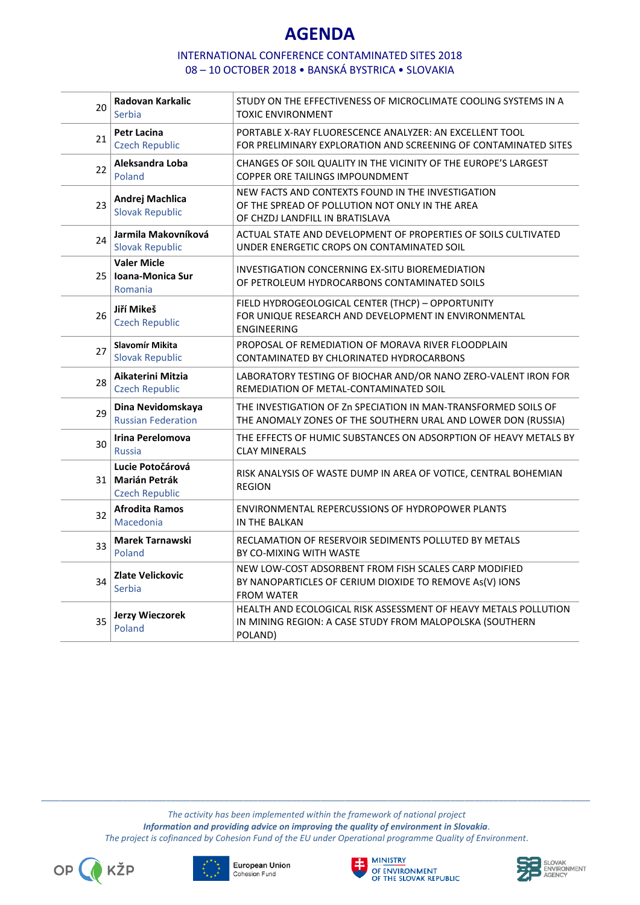# AGENDA

INTERNATIONAL CONFERENCE CONTAMINATED SITES 2018
08 – 10 OCTOBER 2018 • BANSKÁ BYSTRICA • SLOVAKIA

| | | |
|---|---|---|
| 20 | **Radovan Karkalic**<br>Serbia | STUDY ON THE EFFECTIVENESS OF MICROCLIMATE COOLING SYSTEMS IN A TOXIC ENVIRONMENT |
| 21 | **Petr Lacina**<br>Czech Republic | PORTABLE X-RAY FLUORESCENCE ANALYZER: AN EXCELLENT TOOL FOR PRELIMINARY EXPLORATION AND SCREENING OF CONTAMINATED SITES |
| 22 | **Aleksandra Loba**<br>Poland | CHANGES OF SOIL QUALITY IN THE VICINITY OF THE EUROPE'S LARGEST COPPER ORE TAILINGS IMPOUNDMENT |
| 23 | **Andrej Machlica**<br>Slovak Republic | NEW FACTS AND CONTEXTS FOUND IN THE INVESTIGATION OF THE SPREAD OF POLLUTION NOT ONLY IN THE AREA OF CHZDJ LANDFILL IN BRATISLAVA |
| 24 | **Jarmila Makovníková**<br>Slovak Republic | ACTUAL STATE AND DEVELOPMENT OF PROPERTIES OF SOILS CULTIVATED UNDER ENERGETIC CROPS ON CONTAMINATED SOIL |
| 25 | **Valer Micle**<br>**Ioana-Monica Sur**<br>Romania | INVESTIGATION CONCERNING EX-SITU BIOREMEDIATION OF PETROLEUM HYDROCARBONS CONTAMINATED SOILS |
| 26 | **Jiří Mikeš**<br>Czech Republic | FIELD HYDROGEOLOGICAL CENTER (THCP) – OPPORTUNITY FOR UNIQUE RESEARCH AND DEVELOPMENT IN ENVIRONMENTAL ENGINEERING |
| 27 | **Slavomír Mikita**<br>Slovak Republic | PROPOSAL OF REMEDIATION OF MORAVA RIVER FLOODPLAIN CONTAMINATED BY CHLORINATED HYDROCARBONS |
| 28 | **Aikaterini Mitzia**<br>Czech Republic | LABORATORY TESTING OF BIOCHAR AND/OR NANO ZERO-VALENT IRON FOR REMEDIATION OF METAL-CONTAMINATED SOIL |
| 29 | **Dina Nevidomskaya**<br>Russian Federation | THE INVESTIGATION OF Zn SPECIATION IN MAN-TRANSFORMED SOILS OF THE ANOMALY ZONES OF THE SOUTHERN URAL AND LOWER DON (RUSSIA) |
| 30 | **Irina Perelomova**<br>Russia | THE EFFECTS OF HUMIC SUBSTANCES ON ADSORPTION OF HEAVY METALS BY CLAY MINERALS |
| 31 | **Lucie Potočárová**<br>**Marián Petrák**<br>Czech Republic | RISK ANALYSIS OF WASTE DUMP IN AREA OF VOTICE, CENTRAL BOHEMIAN REGION |
| 32 | **Afrodita Ramos**<br>Macedonia | ENVIRONMENTAL REPERCUSSIONS OF HYDROPOWER PLANTS IN THE BALKAN |
| 33 | **Marek Tarnawski**<br>Poland | RECLAMATION OF RESERVOIR SEDIMENTS POLLUTED BY METALS BY CO-MIXING WITH WASTE |
| 34 | **Zlate Velickovic**<br>Serbia | NEW LOW-COST ADSORBENT FROM FISH SCALES CARP MODIFIED BY NANOPARTICLES OF CERIUM DIOXIDE TO REMOVE As(V) IONS FROM WATER |
| 35 | **Jerzy Wieczorek**<br>Poland | HEALTH AND ECOLOGICAL RISK ASSESSMENT OF HEAVY METALS POLLUTION IN MINING REGION: A CASE STUDY FROM MALOPOLSKA (SOUTHERN POLAND) |

*The activity has been implemented within the framework of national project*
***Information and providing advice on improving the quality of environment in Slovakia****.*
*The project is cofinanced by Cohesion Fund of the EU under Operational programme Quality of Environment.*

OP KŽP

European Union
Cohesion Fund

MINISTRY OF ENVIRONMENT OF THE SLOVAK REPUBLIC

SLOVAK ENVIRONMENT AGENCY